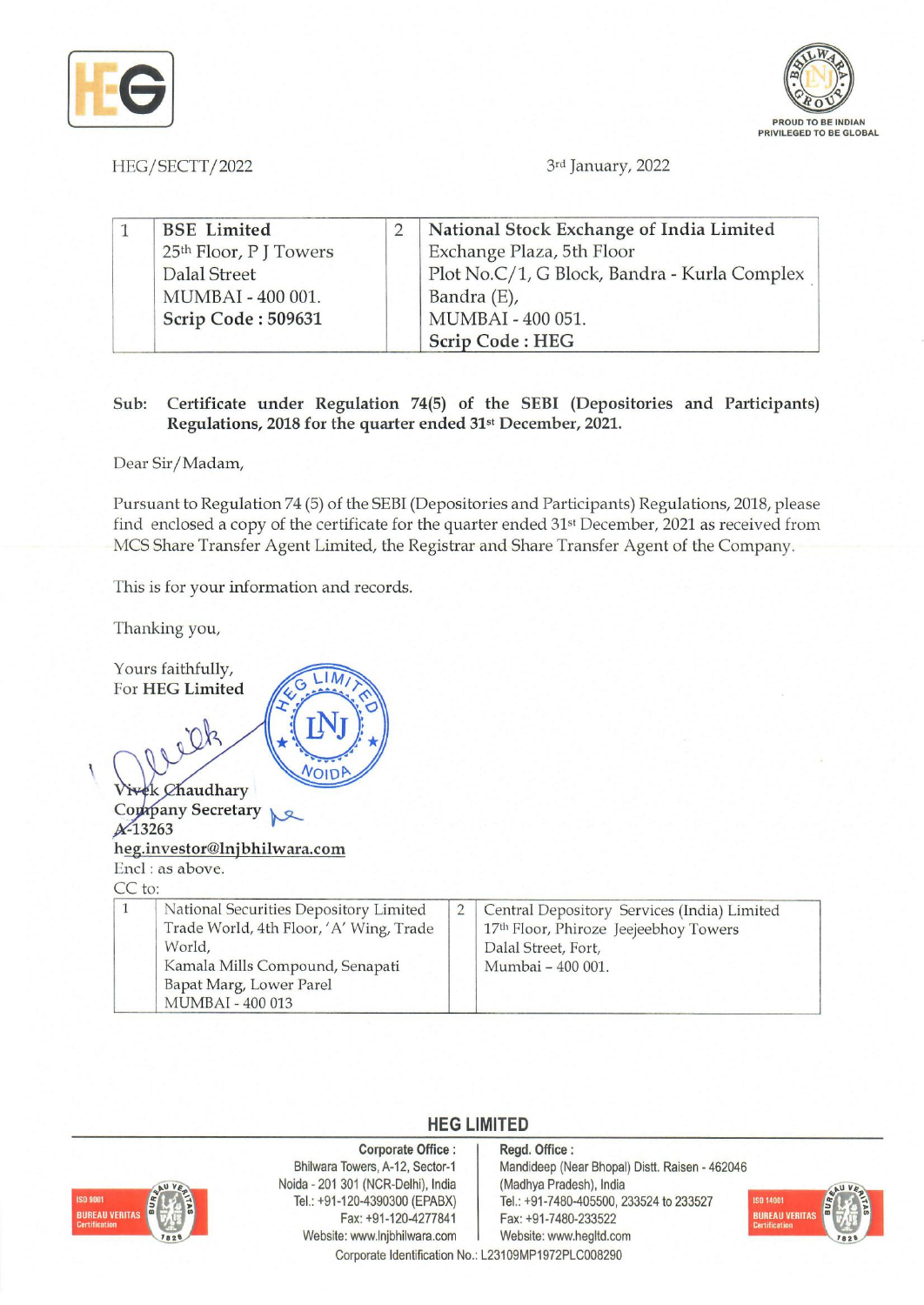HEG/SECTT/2022

3rd January, 2022

| 1 | **BSE Limited**<br>25th Floor, P J Towers<br>Dalal Street<br>MUMBAI - 400 001.<br>**Scrip Code : 509631** | 2 | **National Stock Exchange of India Limited**<br>Exchange Plaza, 5th Floor<br>Plot No.C/1, G Block, Bandra - Kurla Complex<br>Bandra (E),<br>MUMBAI - 400 051.<br>**Scrip Code : HEG** |
|---|---|---|---|

**Sub: Certificate under Regulation 74(5) of the SEBI (Depositories and Participants) Regulations, 2018 for the quarter ended 31st December, 2021.**

Dear Sir/Madam,

Pursuant to Regulation 74 (5) of the SEBI (Depositories and Participants) Regulations, 2018, please find enclosed a copy of the certificate for the quarter ended 31st December, 2021 as received from MCS Share Transfer Agent Limited, the Registrar and Share Transfer Agent of the Company.

This is for your information and records.

Thanking you,

Yours faithfully,
For **HEG Limited**

**Vivek Chaudhary**
**Company Secretary**
**A-13263**
**heg.investor@lnjbhilwara.com**

Encl : as above.

CC to:

| 1 | National Securities Depository Limited<br>Trade World, 4th Floor, 'A' Wing, Trade World,<br>Kamala Mills Compound, Senapati Bapat Marg, Lower Parel<br>MUMBAI - 400 013 | 2 | Central Depository Services (India) Limited<br>17th Floor, Phiroze Jeejeebhoy Towers<br>Dalal Street, Fort,<br>Mumbai – 400 001. |
|---|---|---|---|

**HEG LIMITED**

**Corporate Office :**
Bhilwara Towers, A-12, Sector-1
Noida - 201 301 (NCR-Delhi), India
Tel.: +91-120-4390300 (EPABX)
Fax: +91-120-4277841
Website: www.lnjbhilwara.com

**Regd. Office :**
Mandideep (Near Bhopal) Distt. Raisen - 462046
(Madhya Pradesh), India
Tel.: +91-7480-405500, 233524 to 233527
Fax: +91-7480-233522
Website: www.hegltd.com

Corporate Identification No.: L23109MP1972PLC008290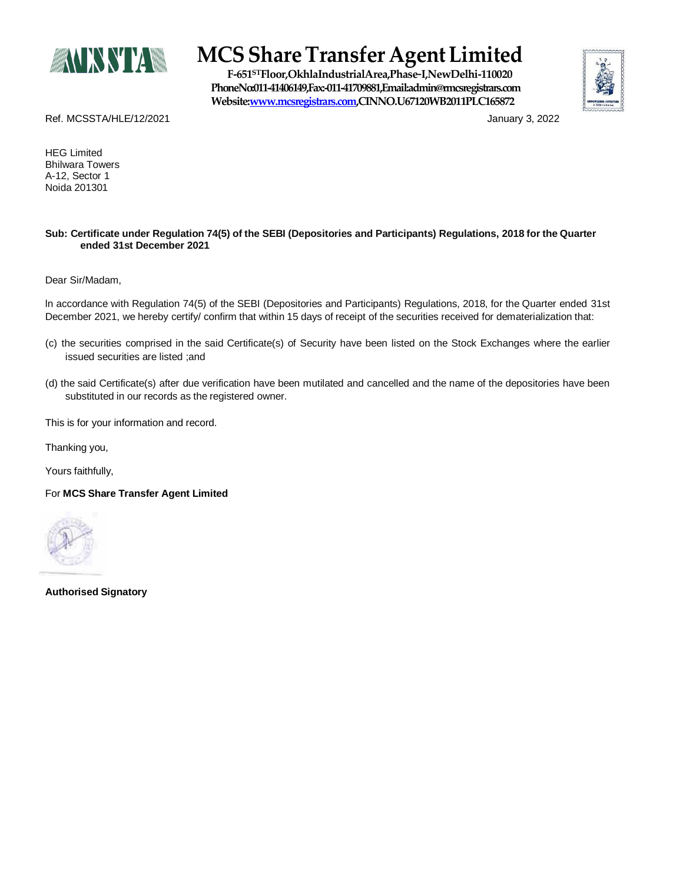# MCS Share Transfer Agent Limited

**F-65 1ST Floor, Okhla Industrial Area, Phase-I, New Delhi-110020**
**Phone No: 011-41406149, Fax- 011-41709881, Email: admin@mcsregistrars.com**
**Website: www.mcsregistrars.com, CIN NO. U67120WB2011PLC165872**

Ref. MCSSTA/HLE/12/2021

January 3, 2022

HEG Limited
Bhilwara Towers
A-12, Sector 1
Noida 201301

**Sub: Certificate under Regulation 74(5) of the SEBI (Depositories and Participants) Regulations, 2018 for the Quarter ended 31st December 2021**

Dear Sir/Madam,

In accordance with Regulation 74(5) of the SEBI (Depositories and Participants) Regulations, 2018, for the Quarter ended 31st December 2021, we hereby certify/ confirm that within 15 days of receipt of the securities received for dematerialization that:

(c) the securities comprised in the said Certificate(s) of Security have been listed on the Stock Exchanges where the earlier issued securities are listed ;and

(d) the said Certificate(s) after due verification have been mutilated and cancelled and the name of the depositories have been substituted in our records as the registered owner.

This is for your information and record.

Thanking you,

Yours faithfully,

For **MCS Share Transfer Agent Limited**

**Authorised Signatory**